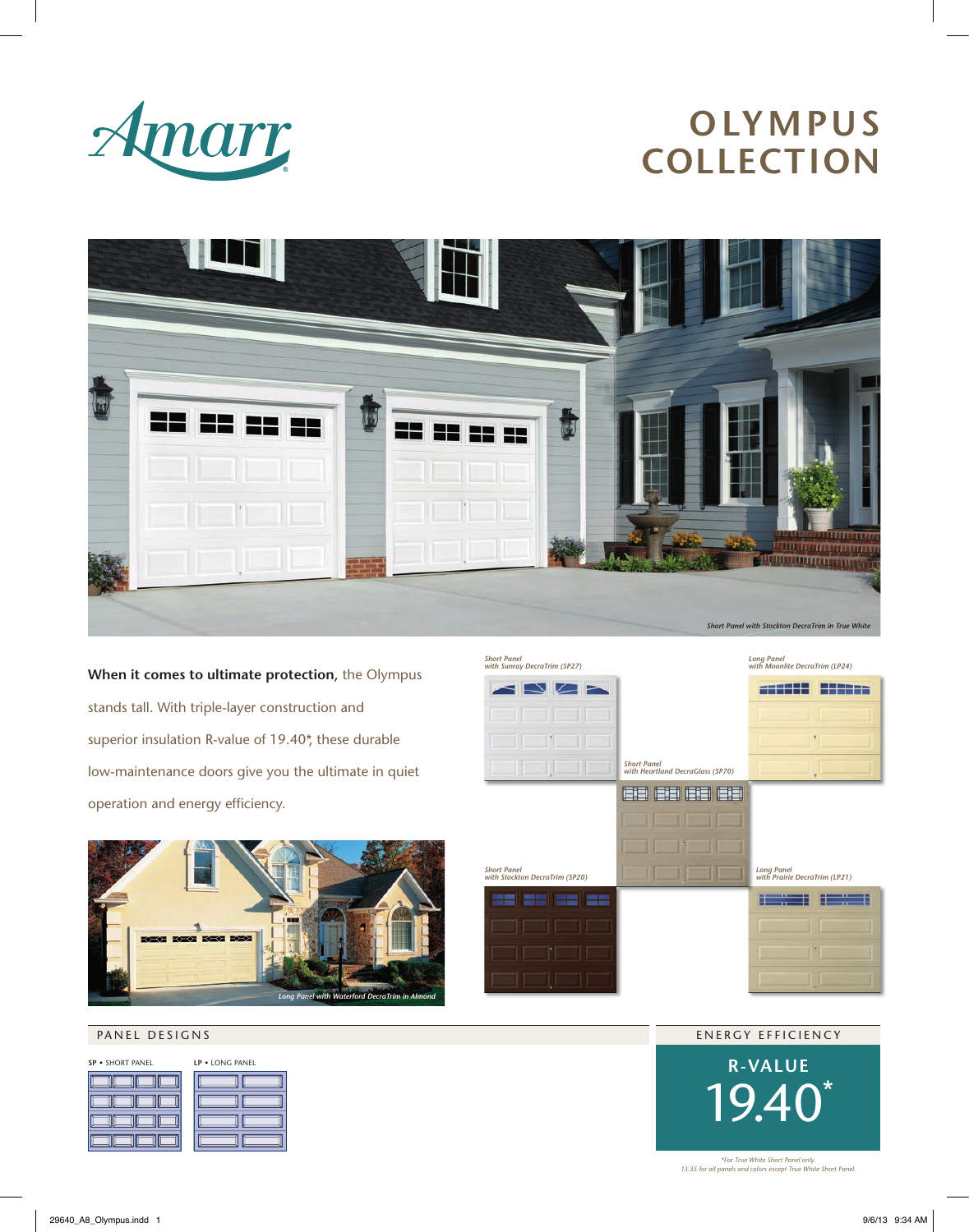Amarr

# OLYMPUS COLLECTION

*Short Panel with Stockton DecraTrim in True White*

**When it comes to ultimate protection,** the Olympus stands tall. With triple-layer construction and superior insulation R-value of 19.40*, these durable low-maintenance doors give you the ultimate in quiet operation and energy efficiency.

*Long Panel with Waterford DecraTrim in Almond*

*Short Panel with Sunray DecraTrim (SP27)*

*Long Panel with Moonlite DecraTrim (LP24)*

*Short Panel with Heartland DecraGlass (SP70)*

*Short Panel with Stockton DecraTrim (SP20)*

*Long Panel with Prairie DecraTrim (LP21)*

## PANEL DESIGNS

**SP** • SHORT PANEL

**LP** • LONG PANEL

## ENERGY EFFICIENCY

**R-VALUE**

19.40*

*\*For True White Short Panel only.*
*13.35 for all panels and colors except True White Short Panel.*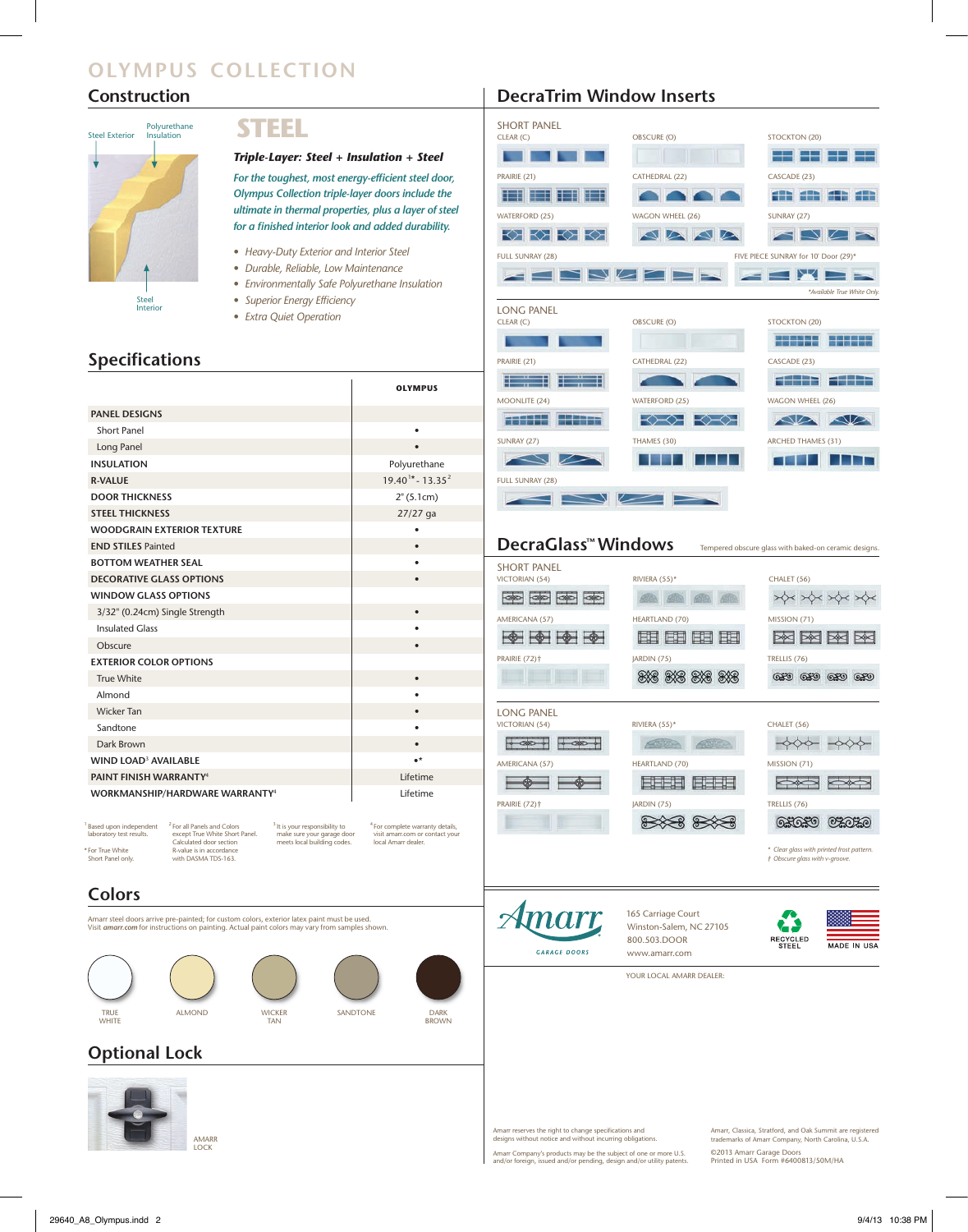# OLYMPUS COLLECTION

## Construction

Steel Exterior

Polyurethane Insulation

Steel Interior

### STEEL

***Triple-Layer: Steel + Insulation + Steel***

*For the toughest, most energy-efficient steel door, Olympus Collection triple-layer doors include the ultimate in thermal properties, plus a layer of steel for a finished interior look and added durability.*

- *Heavy-Duty Exterior and Interior Steel*
- *Durable, Reliable, Low Maintenance*
- *Environmentally Safe Polyurethane Insulation*
- *Superior Energy Efficiency*
- *Extra Quiet Operation*

## Specifications

| | OLYMPUS |
|---|---|
| **PANEL DESIGNS** | |
| Short Panel | • |
| Long Panel | • |
| **INSULATION** | Polyurethane |
| **R-VALUE** | 19.40[1]* - 13.35[2] |
| **DOOR THICKNESS** | 2" (5.1cm) |
| **STEEL THICKNESS** | 27/27 ga |
| **WOODGRAIN EXTERIOR TEXTURE** | • |
| **END STILES** Painted | • |
| **BOTTOM WEATHER SEAL** | • |
| **DECORATIVE GLASS OPTIONS** | • |
| **WINDOW GLASS OPTIONS** | |
| 3/32" (0.24cm) Single Strength | • |
| Insulated Glass | • |
| Obscure | • |
| **EXTERIOR COLOR OPTIONS** | |
| True White | • |
| Almond | • |
| Wicker Tan | • |
| Sandtone | • |
| Dark Brown | • |
| **WIND LOAD[3] AVAILABLE** | •* |
| **PAINT FINISH WARRANTY[4]** | Lifetime |
| **WORKMANSHIP/HARDWARE WARRANTY[4]** | Lifetime |

[1] Based upon independent laboratory test results.

* For True White Short Panel only.

[2] For all Panels and Colors except True White Short Panel. Calculated door section R-value is in accordance with DASMA TDS-163.

[3] It is your responsibility to make sure your garage door meets local building codes.

[4] For complete warranty details, visit amarr.com or contact your local Amarr dealer.

## Colors

Amarr steel doors arrive pre-painted; for custom colors, exterior latex paint must be used. Visit ***amarr.com*** for instructions on painting. Actual paint colors may vary from samples shown.

TRUE WHITE · ALMOND · WICKER TAN · SANDTONE · DARK BROWN

## Optional Lock

AMARR LOCK

## DecraTrim Window Inserts

### SHORT PANEL

CLEAR (C) · OBSCURE (O) · STOCKTON (20)

PRAIRIE (21) · CATHEDRAL (22) · CASCADE (23)

WATERFORD (25) · WAGON WHEEL (26) · SUNRAY (27)

FULL SUNRAY (28) · FIVE PIECE SUNRAY for 10' Door (29)*

*Available True White Only

### LONG PANEL

CLEAR (C) · OBSCURE (O) · STOCKTON (20)

PRAIRIE (21) · CATHEDRAL (22) · CASCADE (23)

MOONLITE (24) · WATERFORD (25) · WAGON WHEEL (26)

SUNRAY (27) · THAMES (30) · ARCHED THAMES (31)

FULL SUNRAY (28)

## DecraGlass™ Windows

Tempered obscure glass with baked-on ceramic designs.

### SHORT PANEL

VICTORIAN (54) · RIVIERA (55)* · CHALET (56)

AMERICANA (57) · HEARTLAND (70) · MISSION (71)

PRAIRIE (72)† · JARDIN (75) · TRELLIS (76)

### LONG PANEL

VICTORIAN (54) · RIVIERA (55)* · CHALET (56)

AMERICANA (57) · HEARTLAND (70) · MISSION (71)

PRAIRIE (72)† · JARDIN (75) · TRELLIS (76)

* *Clear glass with printed frost pattern.*
† *Obscure glass with v-groove.*

Amarr GARAGE DOORS

165 Carriage Court
Winston-Salem, NC 27105
800.503.DOOR
www.amarr.com

RECYCLED STEEL

MADE IN USA

YOUR LOCAL AMARR DEALER:

Amarr reserves the right to change specifications and designs without notice and without incurring obligations.

Amarr Company's products may be the subject of one or more U.S. and/or foreign, issued and/or pending, design and/or utility patents.

Amarr, Classica, Stratford, and Oak Summit are registered trademarks of Amarr Company, North Carolina, U.S.A.

©2013 Amarr Garage Doors
Printed in USA Form #6400813/50M/HA